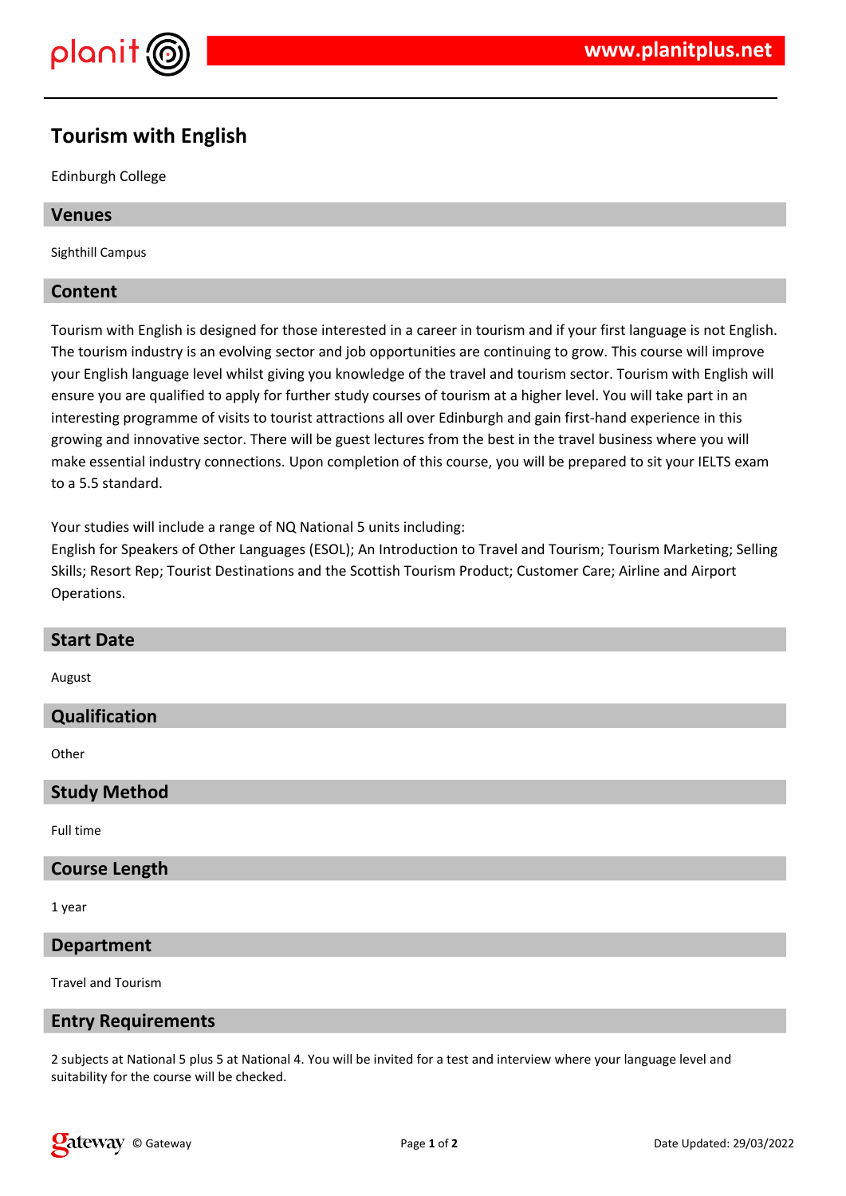# Tourism with English

Edinburgh College

## Venues

Sighthill Campus

## Content

Tourism with English is designed for those interested in a career in tourism and if your first language is not English. The tourism industry is an evolving sector and job opportunities are continuing to grow. This course will improve your English language level whilst giving you knowledge of the travel and tourism sector. Tourism with English will ensure you are qualified to apply for further study courses of tourism at a higher level. You will take part in an interesting programme of visits to tourist attractions all over Edinburgh and gain first-hand experience in this growing and innovative sector. There will be guest lectures from the best in the travel business where you will make essential industry connections. Upon completion of this course, you will be prepared to sit your IELTS exam to a 5.5 standard.

Your studies will include a range of NQ National 5 units including:
English for Speakers of Other Languages (ESOL); An Introduction to Travel and Tourism; Tourism Marketing; Selling Skills; Resort Rep; Tourist Destinations and the Scottish Tourism Product; Customer Care; Airline and Airport Operations.

## Start Date

August

## Qualification

Other

## Study Method

Full time

## Course Length

1 year

## Department

Travel and Tourism

## Entry Requirements

2 subjects at National 5 plus 5 at National 4. You will be invited for a test and interview where your language level and suitability for the course will be checked.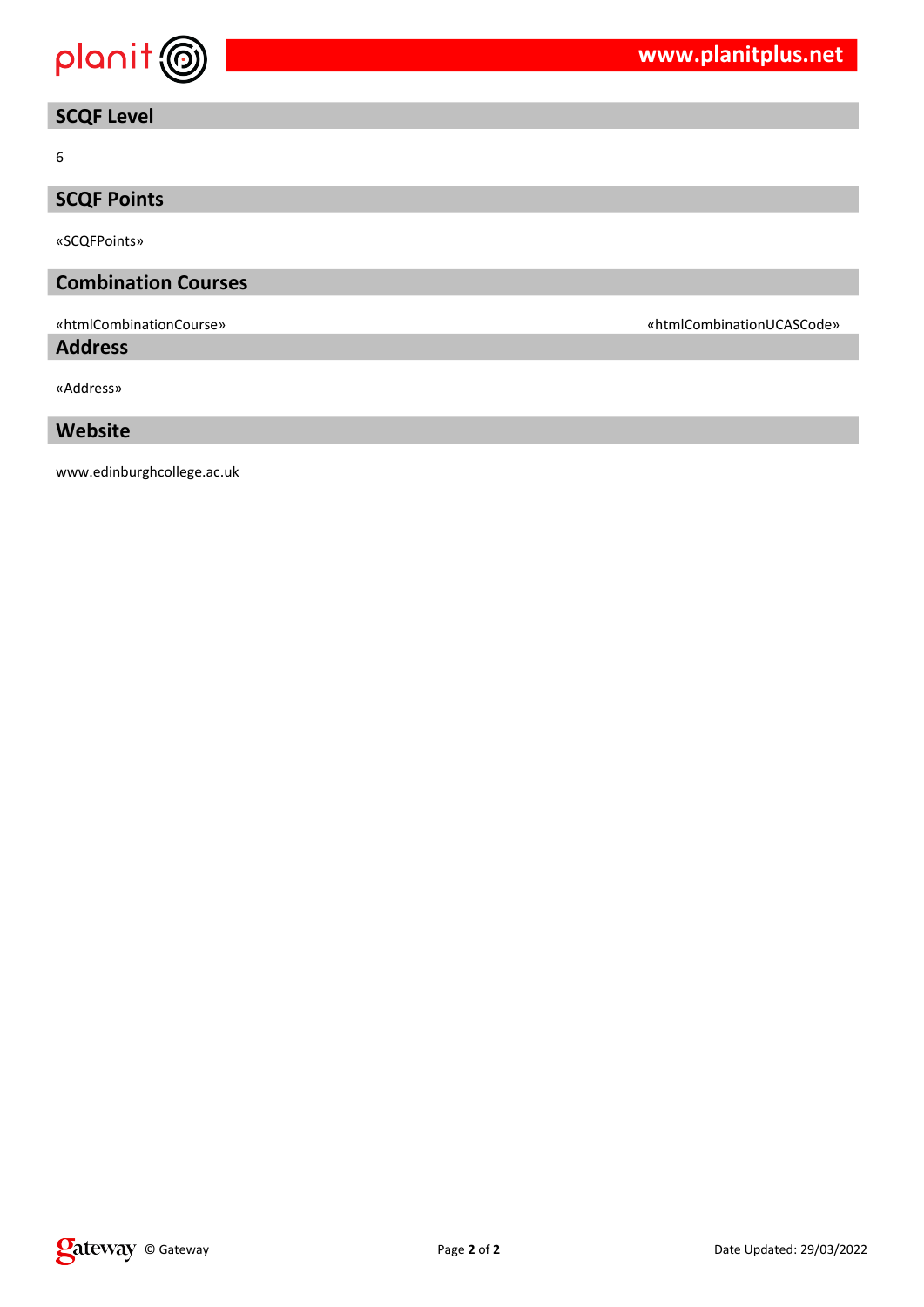## SCQF Level

6

## SCQF Points

«SCQFPoints»

## Combination Courses

«htmlCombinationCourse» «htmlCombinationUCASCode»

## Address

«Address»

## Website

www.edinburghcollege.ac.uk